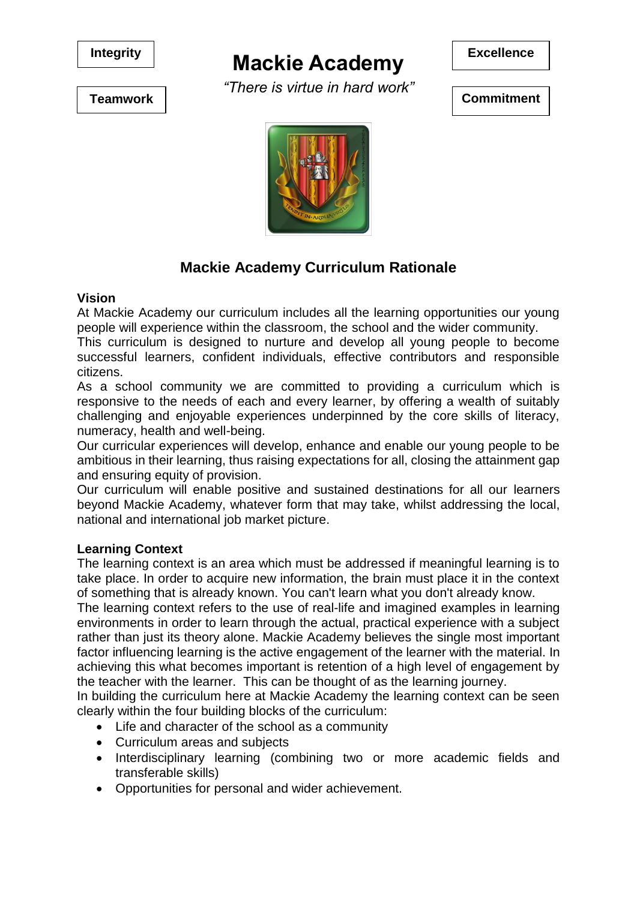**Integrity**

**Teamwork**

# Mackie Academy

*"There is virtue in hard work"*

**Excellence**

**Commitment**

## Mackie Academy Curriculum Rationale

**Vision**

At Mackie Academy our curriculum includes all the learning opportunities our young people will experience within the classroom, the school and the wider community.

This curriculum is designed to nurture and develop all young people to become successful learners, confident individuals, effective contributors and responsible citizens.

As a school community we are committed to providing a curriculum which is responsive to the needs of each and every learner, by offering a wealth of suitably challenging and enjoyable experiences underpinned by the core skills of literacy, numeracy, health and well-being.

Our curricular experiences will develop, enhance and enable our young people to be ambitious in their learning, thus raising expectations for all, closing the attainment gap and ensuring equity of provision.

Our curriculum will enable positive and sustained destinations for all our learners beyond Mackie Academy, whatever form that may take, whilst addressing the local, national and international job market picture.

**Learning Context**

The learning context is an area which must be addressed if meaningful learning is to take place. In order to acquire new information, the brain must place it in the context of something that is already known. You can't learn what you don't already know.

The learning context refers to the use of real-life and imagined examples in learning environments in order to learn through the actual, practical experience with a subject rather than just its theory alone. Mackie Academy believes the single most important factor influencing learning is the active engagement of the learner with the material. In achieving this what becomes important is retention of a high level of engagement by the teacher with the learner. This can be thought of as the learning journey.

In building the curriculum here at Mackie Academy the learning context can be seen clearly within the four building blocks of the curriculum:

- Life and character of the school as a community
- Curriculum areas and subjects
- Interdisciplinary learning (combining two or more academic fields and transferable skills)
- Opportunities for personal and wider achievement.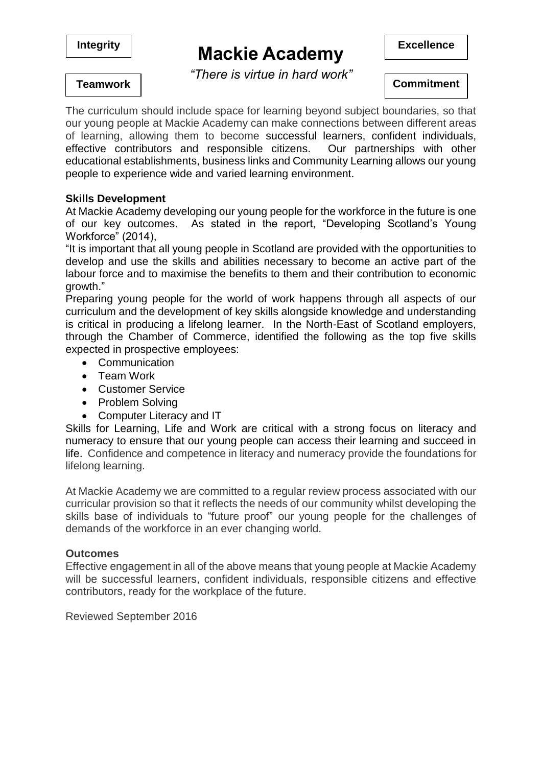**Integrity**

# Mackie Academy

**Excellence**

**Teamwork**

*"There is virtue in hard work"*

**Commitment**

The curriculum should include space for learning beyond subject boundaries, so that our young people at Mackie Academy can make connections between different areas of learning, allowing them to become successful learners, confident individuals, effective contributors and responsible citizens. Our partnerships with other educational establishments, business links and Community Learning allows our young people to experience wide and varied learning environment.

**Skills Development**

At Mackie Academy developing our young people for the workforce in the future is one of our key outcomes. As stated in the report, "Developing Scotland's Young Workforce" (2014),

"It is important that all young people in Scotland are provided with the opportunities to develop and use the skills and abilities necessary to become an active part of the labour force and to maximise the benefits to them and their contribution to economic growth."

Preparing young people for the world of work happens through all aspects of our curriculum and the development of key skills alongside knowledge and understanding is critical in producing a lifelong learner. In the North-East of Scotland employers, through the Chamber of Commerce, identified the following as the top five skills expected in prospective employees:

- Communication
- Team Work
- Customer Service
- Problem Solving
- Computer Literacy and IT

Skills for Learning, Life and Work are critical with a strong focus on literacy and numeracy to ensure that our young people can access their learning and succeed in life. Confidence and competence in literacy and numeracy provide the foundations for lifelong learning.

At Mackie Academy we are committed to a regular review process associated with our curricular provision so that it reflects the needs of our community whilst developing the skills base of individuals to "future proof" our young people for the challenges of demands of the workforce in an ever changing world.

**Outcomes**

Effective engagement in all of the above means that young people at Mackie Academy will be successful learners, confident individuals, responsible citizens and effective contributors, ready for the workplace of the future.

Reviewed September 2016